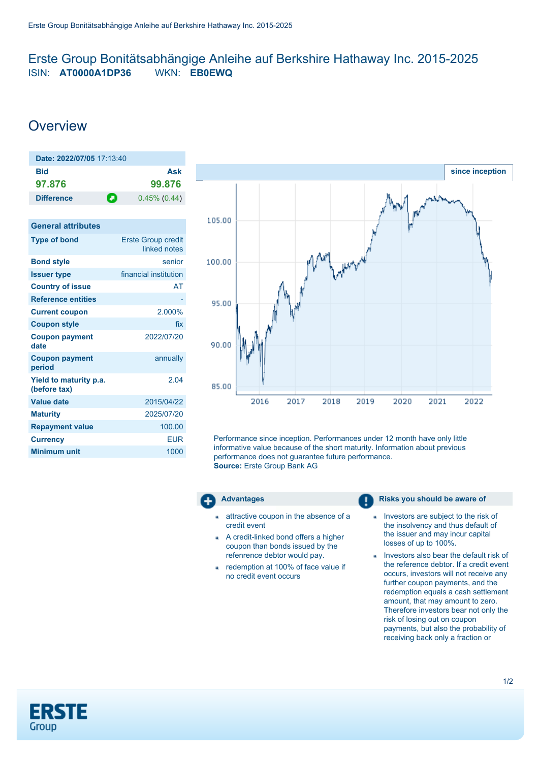# Erste Group Bonitätsabhängige Anleihe auf Berkshire Hathaway Inc. 2015-2025

ISIN: **AT0000A1DP36** WKN: **EB0EWQ**

## Overview

| Date: 2022/07/05 17:13:40 | |
|---|---|
| **Bid** | **Ask** |
| **97.876** | **99.876** |
| **Difference** | 0.45% (0.44) |

| General attributes | |
|---|---|
| **Type of bond** | Erste Group credit linked notes |
| **Bond style** | senior |
| **Issuer type** | financial institution |
| **Country of issue** | AT |
| **Reference entities** | - |
| **Current coupon** | 2.000% |
| **Coupon style** | fix |
| **Coupon payment date** | 2022/07/20 |
| **Coupon payment period** | annually |
| **Yield to maturity p.a. (before tax)** | 2.04 |
| **Value date** | 2015/04/22 |
| **Maturity** | 2025/07/20 |
| **Repayment value** | 100.00 |
| **Currency** | EUR |
| **Minimum unit** | 1000 |

since inception

Performance since inception. Performances under 12 month have only little informative value because of the short maturity. Information about previous performance does not guarantee future performance.
**Source:** Erste Group Bank AG

### Advantages

- attractive coupon in the absence of a credit event
- A credit-linked bond offers a higher coupon than bonds issued by the refenrence debtor would pay.
- redemption at 100% of face value if no credit event occurs

### Risks you should be aware of

- Investors are subject to the risk of the insolvency and thus default of the issuer and may incur capital losses of up to 100%.
- Investors also bear the default risk of the reference debtor. If a credit event occurs, investors will not receive any further coupon payments, and the redemption equals a cash settlement amount, that may amount to zero. Therefore investors bear not only the risk of losing out on coupon payments, but also the probability of receiving back only a fraction or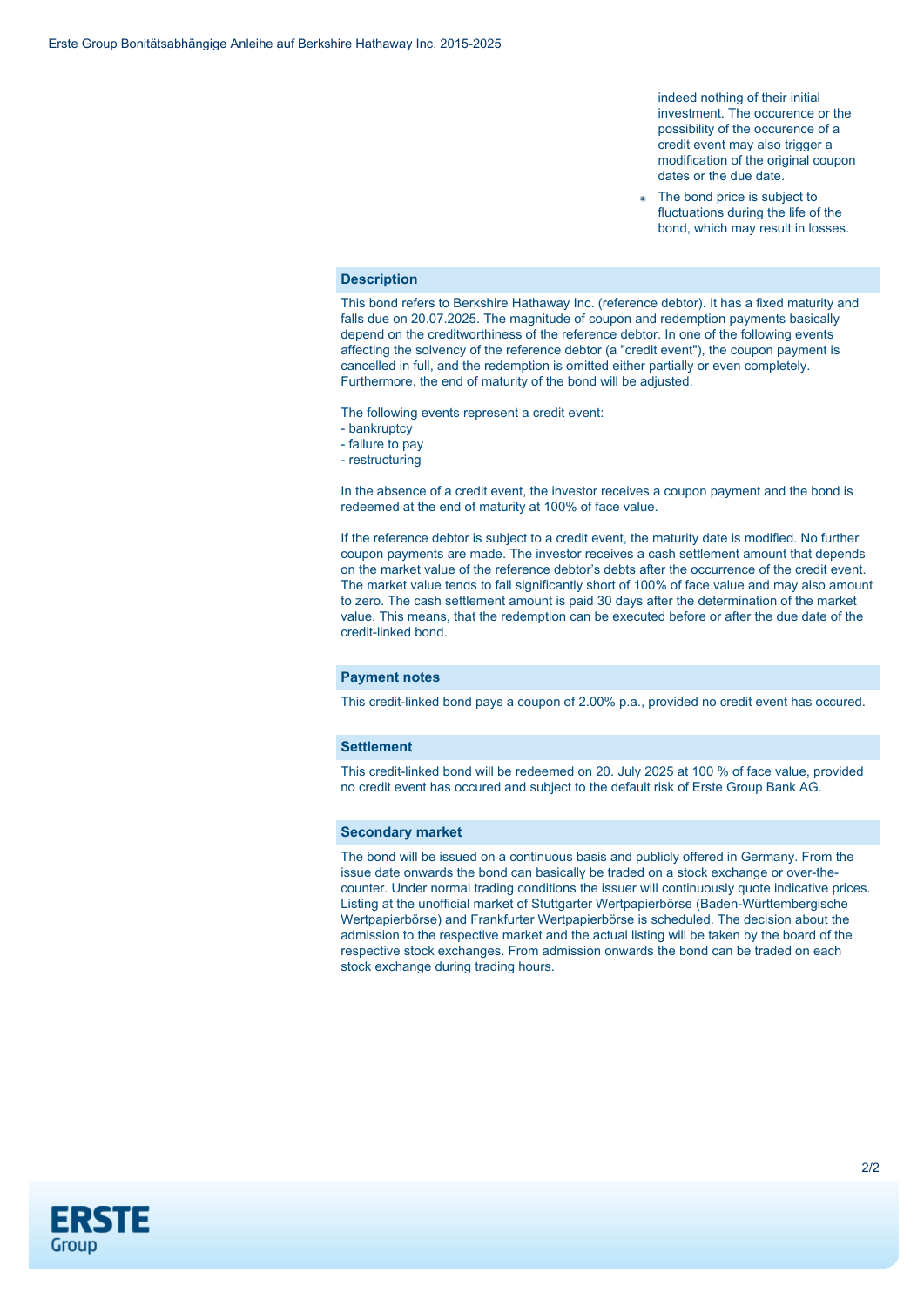indeed nothing of their initial investment. The occurence or the possibility of the occurence of a credit event may also trigger a modification of the original coupon dates or the due date.

- The bond price is subject to fluctuations during the life of the bond, which may result in losses.

## Description

This bond refers to Berkshire Hathaway Inc. (reference debtor). It has a fixed maturity and falls due on 20.07.2025. The magnitude of coupon and redemption payments basically depend on the creditworthiness of the reference debtor. In one of the following events affecting the solvency of the reference debtor (a "credit event"), the coupon payment is cancelled in full, and the redemption is omitted either partially or even completely. Furthermore, the end of maturity of the bond will be adjusted.

The following events represent a credit event:
- bankruptcy
- failure to pay
- restructuring

In the absence of a credit event, the investor receives a coupon payment and the bond is redeemed at the end of maturity at 100% of face value.

If the reference debtor is subject to a credit event, the maturity date is modified. No further coupon payments are made. The investor receives a cash settlement amount that depends on the market value of the reference debtor's debts after the occurrence of the credit event. The market value tends to fall significantly short of 100% of face value and may also amount to zero. The cash settlement amount is paid 30 days after the determination of the market value. This means, that the redemption can be executed before or after the due date of the credit-linked bond.

## Payment notes

This credit-linked bond pays a coupon of 2.00% p.a., provided no credit event has occured.

## Settlement

This credit-linked bond will be redeemed on 20. July 2025 at 100 % of face value, provided no credit event has occured and subject to the default risk of Erste Group Bank AG.

## Secondary market

The bond will be issued on a continuous basis and publicly offered in Germany. From the issue date onwards the bond can basically be traded on a stock exchange or over-the-counter. Under normal trading conditions the issuer will continuously quote indicative prices. Listing at the unofficial market of Stuttgarter Wertpapierbörse (Baden-Württembergische Wertpapierbörse) and Frankfurter Wertpapierbörse is scheduled. The decision about the admission to the respective market and the actual listing will be taken by the board of the respective stock exchanges. From admission onwards the bond can be traded on each stock exchange during trading hours.